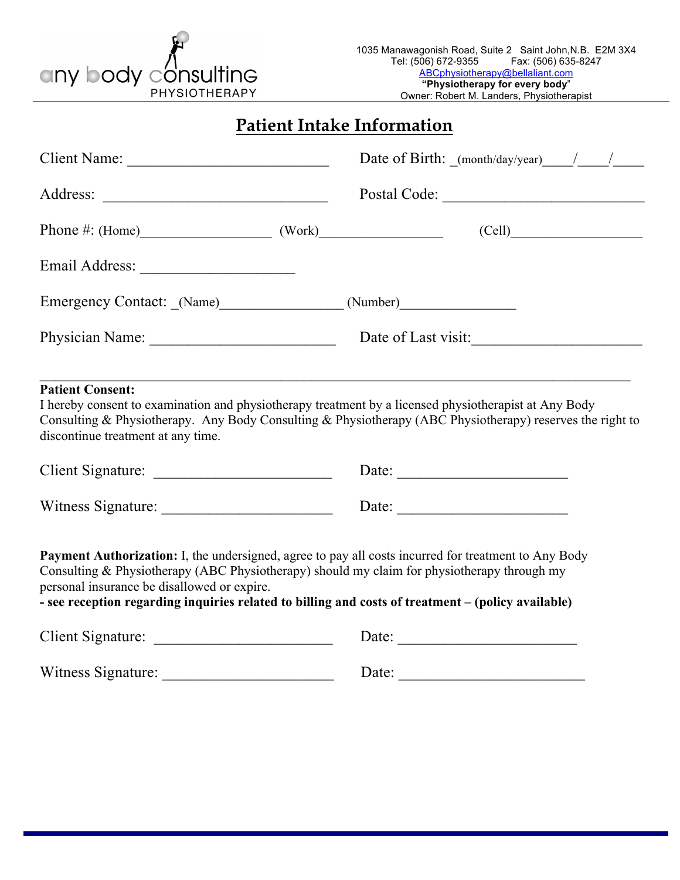any body consulting
PHYSIOTHERAPY

1035 Manawagonish Road, Suite 2 Saint John,N.B. E2M 3X4
Tel: (506) 672-9355 Fax: (506) 635-8247
ABCphysiotherapy@bellaliant.com
**"Physiotherapy for every body"**
Owner: Robert M. Landers, Physiotherapist

# Patient Intake Information

Client Name: ___________________________ Date of Birth: _(month/day/year)____/____/____

Address: ______________________________ Postal Code: ___________________________

Phone #: (Home)__________________ (Work)_________________ (Cell)__________________

Email Address: ____________________

Emergency Contact: _(Name)_________________ (Number)________________

Physician Name: ________________________ Date of Last visit:______________________

---

**Patient Consent:**
I hereby consent to examination and physiotherapy treatment by a licensed physiotherapist at Any Body Consulting & Physiotherapy. Any Body Consulting & Physiotherapy (ABC Physiotherapy) reserves the right to discontinue treatment at any time.

Client Signature: _______________________ Date: ______________________

Witness Signature: ______________________ Date: ______________________

**Payment Authorization:** I, the undersigned, agree to pay all costs incurred for treatment to Any Body Consulting & Physiotherapy (ABC Physiotherapy) should my claim for physiotherapy through my personal insurance be disallowed or expire.
**- see reception regarding inquiries related to billing and costs of treatment – (policy available)**

Client Signature: _______________________ Date: _______________________

Witness Signature: ______________________ Date: ________________________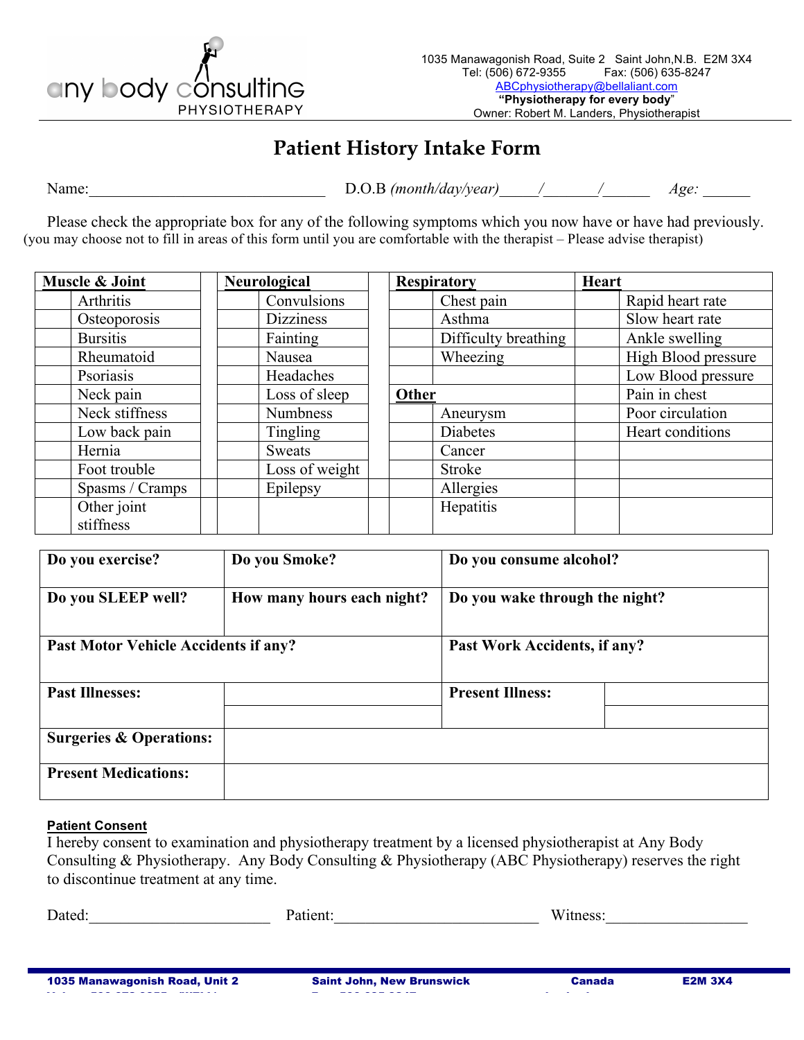any body consulting PHYSIOTHERAPY

1035 Manawagonish Road, Suite 2 Saint John,N.B. E2M 3X4
Tel: (506) 672-9355 Fax: (506) 635-8247
ABCphysiotherapy@bellaliant.com
**"Physiotherapy for every body"**
Owner: Robert M. Landers, Physiotherapist

# Patient History Intake Form

Name:______________________________ D.O.B *(month/day/year)*_____/_______/______ *Age:* ______

Please check the appropriate box for any of the following symptoms which you now have or have had previously.
(you may choose not to fill in areas of this form until you are comfortable with the therapist – Please advise therapist)

| | **Muscle & Joint** | | | **Neurological** | | | **Respiratory** | | **Heart** |
|---|---|---|---|---|---|---|---|---|---|
| | Arthritis | | | Convulsions | | | Chest pain | | Rapid heart rate |
| | Osteoporosis | | | Dizziness | | | Asthma | | Slow heart rate |
| | Bursitis | | | Fainting | | | Difficulty breathing | | Ankle swelling |
| | Rheumatoid | | | Nausea | | | Wheezing | | High Blood pressure |
| | Psoriasis | | | Headaches | | | | | Low Blood pressure |
| | Neck pain | | | Loss of sleep | | | **Other** | | Pain in chest |
| | Neck stiffness | | | Numbness | | | Aneurysm | | Poor circulation |
| | Low back pain | | | Tingling | | | Diabetes | | Heart conditions |
| | Hernia | | | Sweats | | | Cancer | | |
| | Foot trouble | | | Loss of weight | | | Stroke | | |
| | Spasms / Cramps | | | Epilepsy | | | Allergies | | |
| | Other joint stiffness | | | | | | Hepatitis | | |

| **Do you exercise?** | **Do you Smoke?** | **Do you consume alcohol?** | |
|---|---|---|---|
| **Do you SLEEP well?** | **How many hours each night?** | **Do you wake through the night?** | |
| **Past Motor Vehicle Accidents if any?** | | **Past Work Accidents, if any?** | |
| **Past Illnesses:** | | **Present Illness:** | |
| | | | |
| **Surgeries & Operations:** | | | |
| **Present Medications:** | | | |

**Patient Consent**
I hereby consent to examination and physiotherapy treatment by a licensed physiotherapist at Any Body Consulting & Physiotherapy. Any Body Consulting & Physiotherapy (ABC Physiotherapy) reserves the right to discontinue treatment at any time.

Dated:_______________________ Patient:__________________________ Witness:_________________

**1035 Manawagonish Road, Unit 2** **Saint John, New Brunswick** **Canada** **E2M 3X4**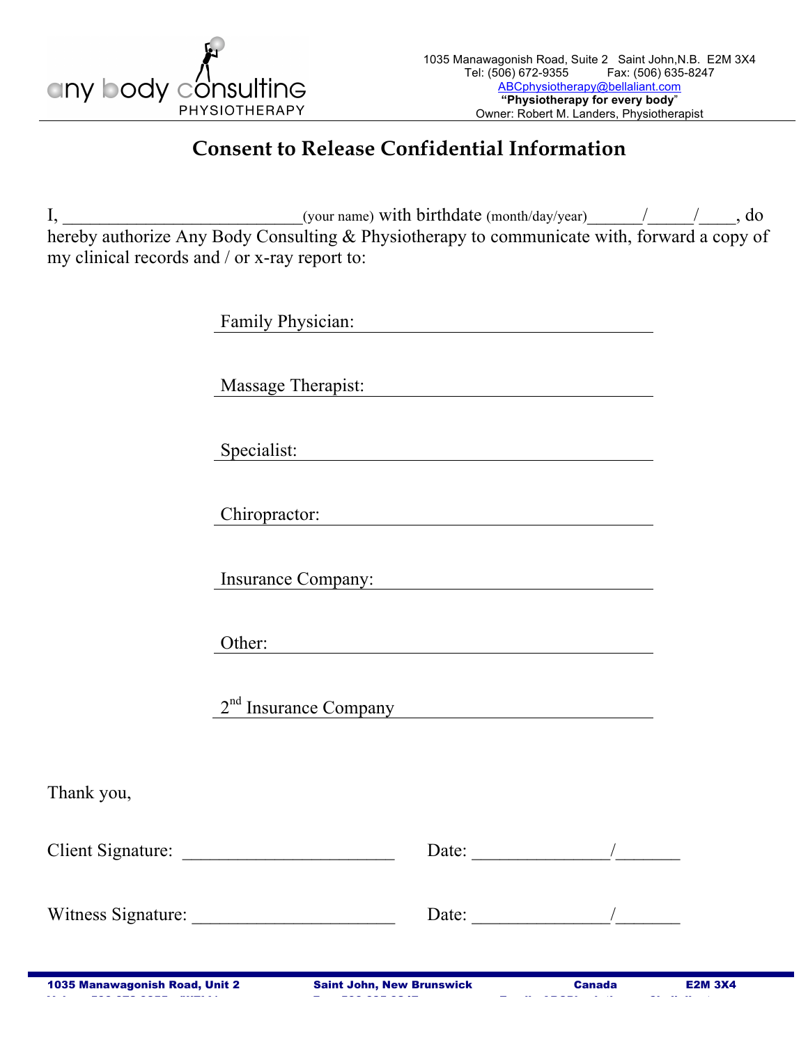any body consulting
PHYSIOTHERAPY

1035 Manawagonish Road, Suite 2 Saint John,N.B. E2M 3X4
Tel: (506) 672-9355 Fax: (506) 635-8247
ABCphysiotherapy@bellaliant.com
**"Physiotherapy for every body"**
Owner: Robert M. Landers, Physiotherapist

# Consent to Release Confidential Information

I, ___________________________(your name) with birthdate (month/day/year)______/_____/____, do hereby authorize Any Body Consulting & Physiotherapy to communicate with, forward a copy of my clinical records and / or x-ray report to:

Family Physician: ________________________________

Massage Therapist: ________________________________

Specialist: ________________________________

Chiropractor: ________________________________

Insurance Company: ________________________________

Other: ________________________________

2nd Insurance Company ________________________________

Thank you,

Client Signature: ________________________ Date: _______________/_______

Witness Signature: ______________________ Date: _______________/_______

**1035 Manawagonish Road, Unit 2 Saint John, New Brunswick Canada E2M 3X4**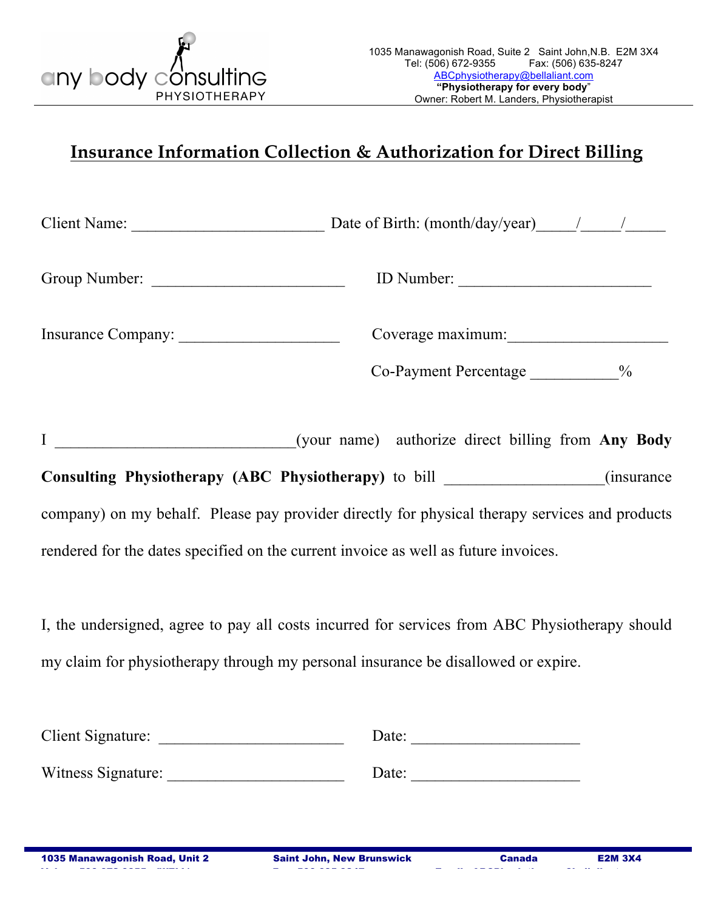any body consulting PHYSIOTHERAPY

1035 Manawagonish Road, Suite 2 Saint John,N.B. E2M 3X4
Tel: (506) 672-9355 Fax: (506) 635-8247
ABCphysiotherapy@bellaliant.com
**"Physiotherapy for every body"**
Owner: Robert M. Landers, Physiotherapist

# Insurance Information Collection & Authorization for Direct Billing

Client Name: ________________________ Date of Birth: (month/day/year)_____/_____/_____

Group Number: ________________________ ID Number: ________________________

Insurance Company: ____________________ Coverage maximum:____________________

Co-Payment Percentage ___________%

I ______________________________(your name) authorize direct billing from **Any Body Consulting Physiotherapy (ABC Physiotherapy)** to bill ___________________(insurance company) on my behalf. Please pay provider directly for physical therapy services and products rendered for the dates specified on the current invoice as well as future invoices.

I, the undersigned, agree to pay all costs incurred for services from ABC Physiotherapy should my claim for physiotherapy through my personal insurance be disallowed or expire.

Client Signature: _______________________ Date: _____________________

Witness Signature: ______________________ Date: _____________________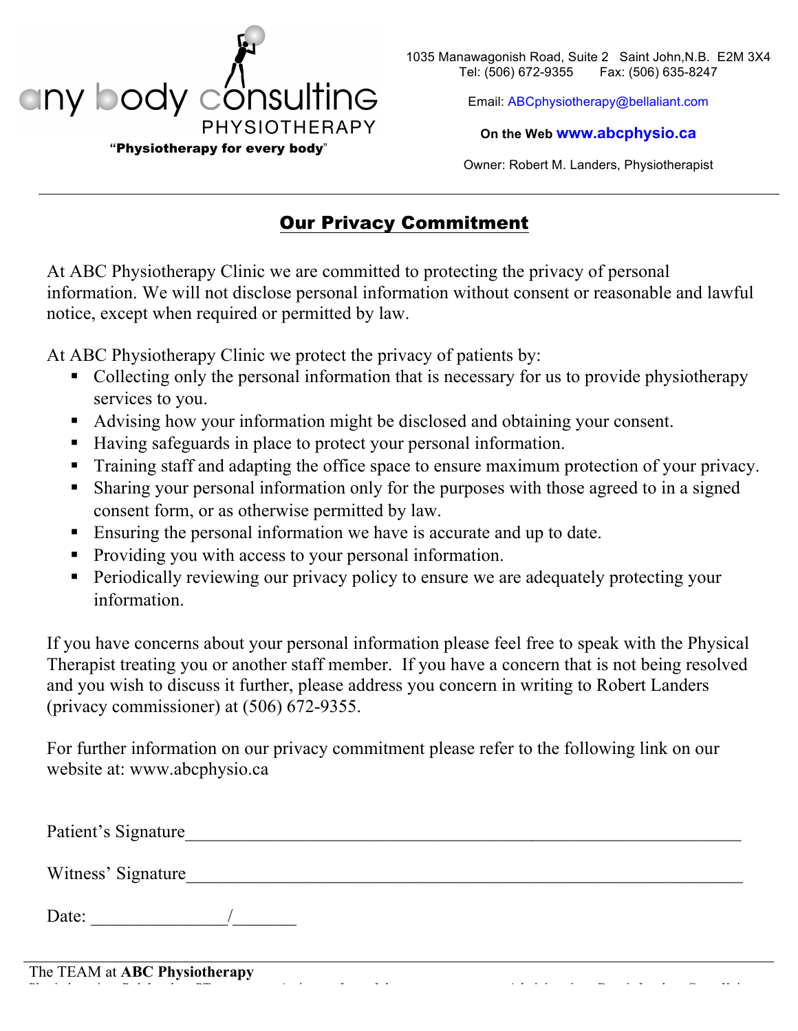any body consulting
PHYSIOTHERAPY
"**Physiotherapy for every body**"

1035 Manawagonish Road, Suite 2 Saint John,N.B. E2M 3X4
Tel: (506) 672-9355 Fax: (506) 635-8247

Email: ABCphysiotherapy@bellaliant.com

**On the Web www.abcphysio.ca**

Owner: Robert M. Landers, Physiotherapist

---

## Our Privacy Commitment

At ABC Physiotherapy Clinic we are committed to protecting the privacy of personal information. We will not disclose personal information without consent or reasonable and lawful notice, except when required or permitted by law.

At ABC Physiotherapy Clinic we protect the privacy of patients by:

- Collecting only the personal information that is necessary for us to provide physiotherapy services to you.
- Advising how your information might be disclosed and obtaining your consent.
- Having safeguards in place to protect your personal information.
- Training staff and adapting the office space to ensure maximum protection of your privacy.
- Sharing your personal information only for the purposes with those agreed to in a signed consent form, or as otherwise permitted by law.
- Ensuring the personal information we have is accurate and up to date.
- Providing you with access to your personal information.
- Periodically reviewing our privacy policy to ensure we are adequately protecting your information.

If you have concerns about your personal information please feel free to speak with the Physical Therapist treating you or another staff member. If you have a concern that is not being resolved and you wish to discuss it further, please address you concern in writing to Robert Landers (privacy commissioner) at (506) 672-9355.

For further information on our privacy commitment please refer to the following link on our website at: www.abcphysio.ca

Patient's Signature_______________________________________________

Witness' Signature_______________________________________________

Date: _______________/_______

---

The TEAM at **ABC Physiotherapy**